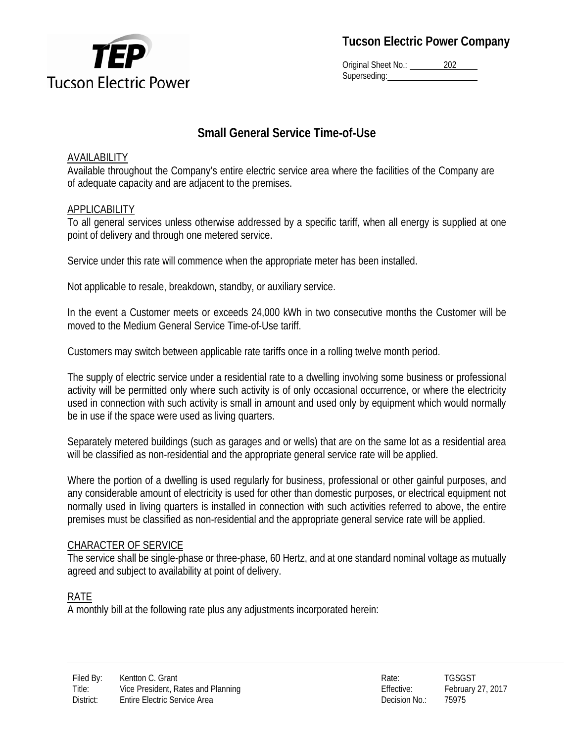# Tucson Electric Power Company

Original Sheet No.: 202
Superseding:

## Small General Service Time-of-Use

### AVAILABILITY

Available throughout the Company's entire electric service area where the facilities of the Company are of adequate capacity and are adjacent to the premises.

### APPLICABILITY

To all general services unless otherwise addressed by a specific tariff, when all energy is supplied at one point of delivery and through one metered service.

Service under this rate will commence when the appropriate meter has been installed.

Not applicable to resale, breakdown, standby, or auxiliary service.

In the event a Customer meets or exceeds 24,000 kWh in two consecutive months the Customer will be moved to the Medium General Service Time-of-Use tariff.

Customers may switch between applicable rate tariffs once in a rolling twelve month period.

The supply of electric service under a residential rate to a dwelling involving some business or professional activity will be permitted only where such activity is of only occasional occurrence, or where the electricity used in connection with such activity is small in amount and used only by equipment which would normally be in use if the space were used as living quarters.

Separately metered buildings (such as garages and or wells) that are on the same lot as a residential area will be classified as non-residential and the appropriate general service rate will be applied.

Where the portion of a dwelling is used regularly for business, professional or other gainful purposes, and any considerable amount of electricity is used for other than domestic purposes, or electrical equipment not normally used in living quarters is installed in connection with such activities referred to above, the entire premises must be classified as non-residential and the appropriate general service rate will be applied.

### CHARACTER OF SERVICE

The service shall be single-phase or three-phase, 60 Hertz, and at one standard nominal voltage as mutually agreed and subject to availability at point of delivery.

### RATE

A monthly bill at the following rate plus any adjustments incorporated herein:

| | | | | |
|---|---|---|---|---|
| Filed By: | Kentton C. Grant | | Rate: | TGSGST |
| Title: | Vice President, Rates and Planning | | Effective: | February 27, 2017 |
| District: | Entire Electric Service Area | | Decision No.: | 75975 |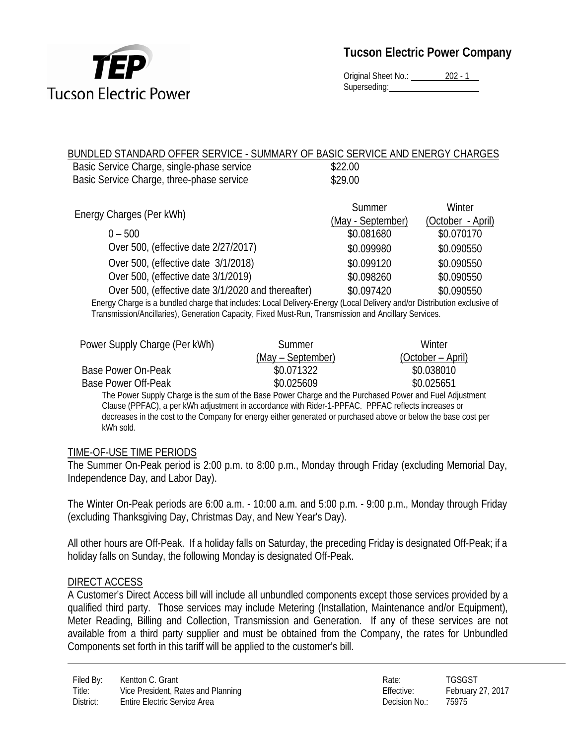**Tucson Electric Power Company**

Original Sheet No.: 202 - 1
Superseding:

BUNDLED STANDARD OFFER SERVICE - SUMMARY OF BASIC SERVICE AND ENERGY CHARGES

| | |
|---|---|
| Basic Service Charge, single-phase service | \$22.00 |
| Basic Service Charge, three-phase service | \$29.00 |

| Energy Charges (Per kWh) | Summer (May - September) | Winter (October - April) |
|---|---|---|
| 0 – 500 | \$0.081680 | \$0.070170 |
| Over 500, (effective date 2/27/2017) | \$0.099980 | \$0.090550 |
| Over 500, (effective date 3/1/2018) | \$0.099120 | \$0.090550 |
| Over 500, (effective date 3/1/2019) | \$0.098260 | \$0.090550 |
| Over 500, (effective date 3/1/2020 and thereafter) | \$0.097420 | \$0.090550 |

Energy Charge is a bundled charge that includes: Local Delivery-Energy (Local Delivery and/or Distribution exclusive of Transmission/Ancillaries), Generation Capacity, Fixed Must-Run, Transmission and Ancillary Services.

| Power Supply Charge (Per kWh) | Summer (May – September) | Winter (October – April) |
|---|---|---|
| Base Power On-Peak | \$0.071322 | \$0.038010 |
| Base Power Off-Peak | \$0.025609 | \$0.025651 |

The Power Supply Charge is the sum of the Base Power Charge and the Purchased Power and Fuel Adjustment Clause (PPFAC), a per kWh adjustment in accordance with Rider-1-PPFAC. PPFAC reflects increases or decreases in the cost to the Company for energy either generated or purchased above or below the base cost per kWh sold.

## TIME-OF-USE TIME PERIODS

The Summer On-Peak period is 2:00 p.m. to 8:00 p.m., Monday through Friday (excluding Memorial Day, Independence Day, and Labor Day).

The Winter On-Peak periods are 6:00 a.m. - 10:00 a.m. and 5:00 p.m. - 9:00 p.m., Monday through Friday (excluding Thanksgiving Day, Christmas Day, and New Year's Day).

All other hours are Off-Peak. If a holiday falls on Saturday, the preceding Friday is designated Off-Peak; if a holiday falls on Sunday, the following Monday is designated Off-Peak.

## DIRECT ACCESS

A Customer's Direct Access bill will include all unbundled components except those services provided by a qualified third party. Those services may include Metering (Installation, Maintenance and/or Equipment), Meter Reading, Billing and Collection, Transmission and Generation. If any of these services are not available from a third party supplier and must be obtained from the Company, the rates for Unbundled Components set forth in this tariff will be applied to the customer's bill.

| | | | |
|---|---|---|---|
| Filed By: | Kentton C. Grant | Rate: | TGSGST |
| Title: | Vice President, Rates and Planning | Effective: | February 27, 2017 |
| District: | Entire Electric Service Area | Decision No.: | 75975 |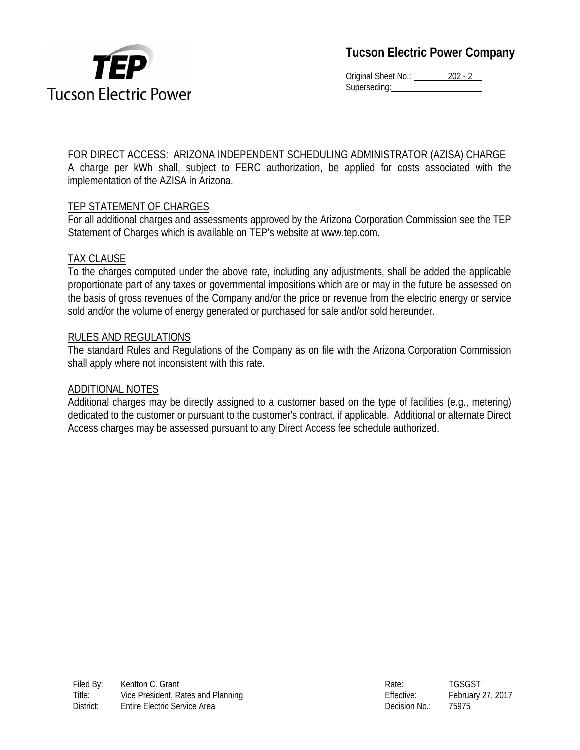## FOR DIRECT ACCESS: ARIZONA INDEPENDENT SCHEDULING ADMINISTRATOR (AZISA) CHARGE

A charge per kWh shall, subject to FERC authorization, be applied for costs associated with the implementation of the AZISA in Arizona.

## TEP STATEMENT OF CHARGES

For all additional charges and assessments approved by the Arizona Corporation Commission see the TEP Statement of Charges which is available on TEP's website at www.tep.com.

## TAX CLAUSE

To the charges computed under the above rate, including any adjustments, shall be added the applicable proportionate part of any taxes or governmental impositions which are or may in the future be assessed on the basis of gross revenues of the Company and/or the price or revenue from the electric energy or service sold and/or the volume of energy generated or purchased for sale and/or sold hereunder.

## RULES AND REGULATIONS

The standard Rules and Regulations of the Company as on file with the Arizona Corporation Commission shall apply where not inconsistent with this rate.

## ADDITIONAL NOTES

Additional charges may be directly assigned to a customer based on the type of facilities (e.g., metering) dedicated to the customer or pursuant to the customer's contract, if applicable. Additional or alternate Direct Access charges may be assessed pursuant to any Direct Access fee schedule authorized.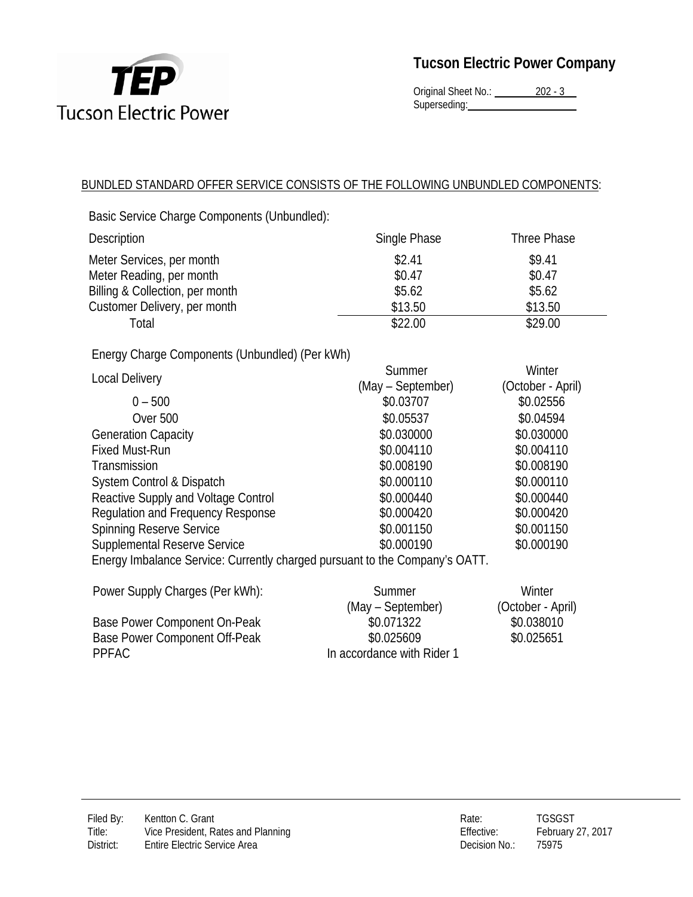**Tucson Electric Power Company**

Original Sheet No.: 202 - 3
Superseding:

BUNDLED STANDARD OFFER SERVICE CONSISTS OF THE FOLLOWING UNBUNDLED COMPONENTS:

Basic Service Charge Components (Unbundled):

| Description | Single Phase | Three Phase |
|---|---|---|
| Meter Services, per month | $2.41 | $9.41 |
| Meter Reading, per month | $0.47 | $0.47 |
| Billing & Collection, per month | $5.62 | $5.62 |
| Customer Delivery, per month | $13.50 | $13.50 |
| Total | $22.00 | $29.00 |

Energy Charge Components (Unbundled) (Per kWh)

| Local Delivery | Summer (May – September) | Winter (October - April) |
|---|---|---|
| 0 – 500 | $0.03707 | $0.02556 |
| Over 500 | $0.05537 | $0.04594 |
| Generation Capacity | $0.030000 | $0.030000 |
| Fixed Must-Run | $0.004110 | $0.004110 |
| Transmission | $0.008190 | $0.008190 |
| System Control & Dispatch | $0.000110 | $0.000110 |
| Reactive Supply and Voltage Control | $0.000440 | $0.000440 |
| Regulation and Frequency Response | $0.000420 | $0.000420 |
| Spinning Reserve Service | $0.001150 | $0.001150 |
| Supplemental Reserve Service | $0.000190 | $0.000190 |

Energy Imbalance Service: Currently charged pursuant to the Company's OATT.

| Power Supply Charges (Per kWh): | Summer (May – September) | Winter (October - April) |
|---|---|---|
| Base Power Component On-Peak | $0.071322 | $0.038010 |
| Base Power Component Off-Peak | $0.025609 | $0.025651 |
| PPFAC | In accordance with Rider 1 | |

Filed By: Kentton C. Grant
Title: Vice President, Rates and Planning
District: Entire Electric Service Area

Rate: TGSGST
Effective: February 27, 2017
Decision No.: 75975